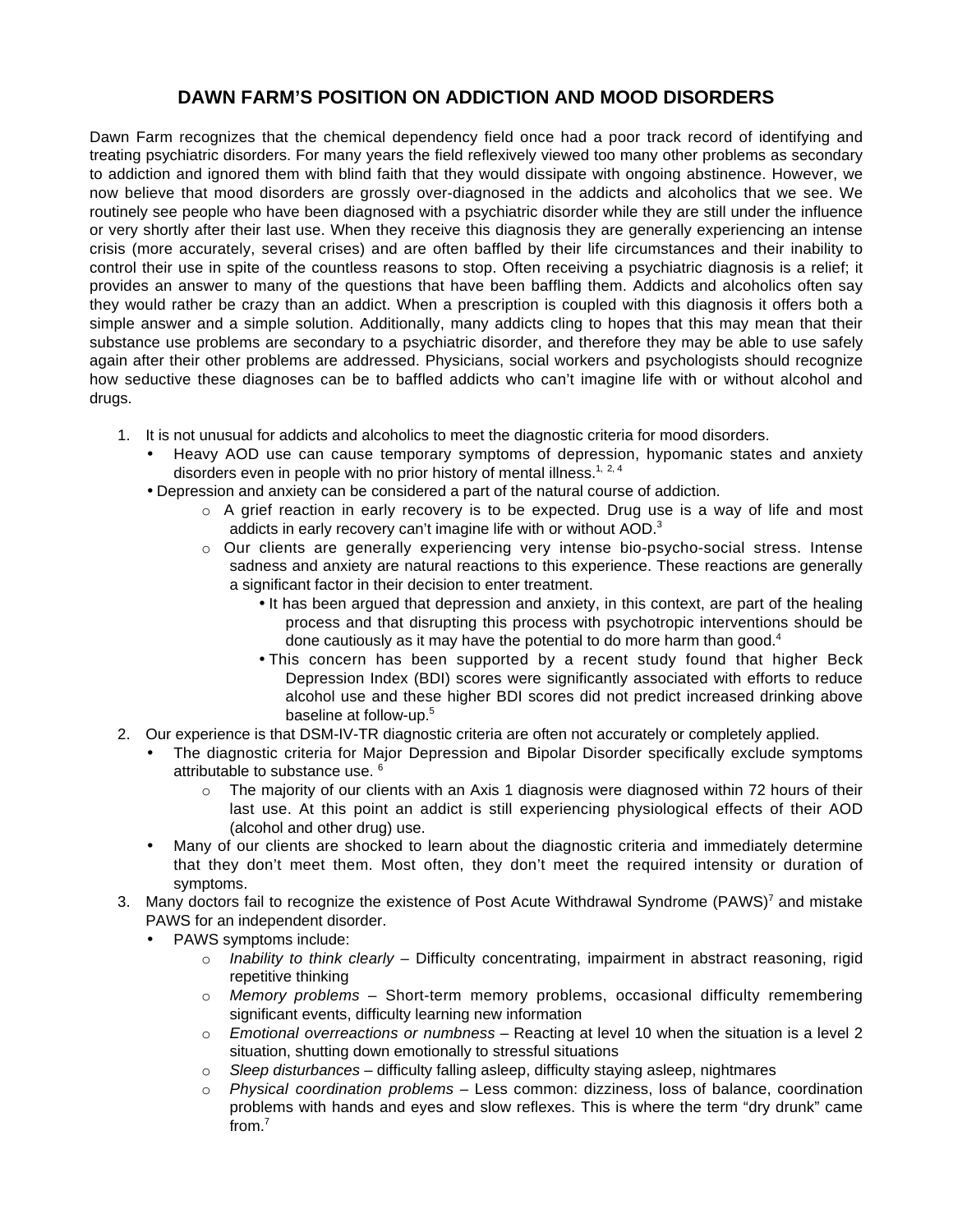# DAWN FARM'S POSITION ON ADDICTION AND MOOD DISORDERS

Dawn Farm recognizes that the chemical dependency field once had a poor track record of identifying and treating psychiatric disorders. For many years the field reflexively viewed too many other problems as secondary to addiction and ignored them with blind faith that they would dissipate with ongoing abstinence. However, we now believe that mood disorders are grossly over-diagnosed in the addicts and alcoholics that we see. We routinely see people who have been diagnosed with a psychiatric disorder while they are still under the influence or very shortly after their last use. When they receive this diagnosis they are generally experiencing an intense crisis (more accurately, several crises) and are often baffled by their life circumstances and their inability to control their use in spite of the countless reasons to stop. Often receiving a psychiatric diagnosis is a relief; it provides an answer to many of the questions that have been baffling them. Addicts and alcoholics often say they would rather be crazy than an addict. When a prescription is coupled with this diagnosis it offers both a simple answer and a simple solution. Additionally, many addicts cling to hopes that this may mean that their substance use problems are secondary to a psychiatric disorder, and therefore they may be able to use safely again after their other problems are addressed. Physicians, social workers and psychologists should recognize how seductive these diagnoses can be to baffled addicts who can't imagine life with or without alcohol and drugs.

1. It is not unusual for addicts and alcoholics to meet the diagnostic criteria for mood disorders.
   - Heavy AOD use can cause temporary symptoms of depression, hypomanic states and anxiety disorders even in people with no prior history of mental illness.[1, 2, 4]
   - Depression and anxiety can be considered a part of the natural course of addiction.
     - A grief reaction in early recovery is to be expected. Drug use is a way of life and most addicts in early recovery can't imagine life with or without AOD.[3]
     - Our clients are generally experiencing very intense bio-psycho-social stress. Intense sadness and anxiety are natural reactions to this experience. These reactions are generally a significant factor in their decision to enter treatment.
       - It has been argued that depression and anxiety, in this context, are part of the healing process and that disrupting this process with psychotropic interventions should be done cautiously as it may have the potential to do more harm than good.[4]
       - This concern has been supported by a recent study found that higher Beck Depression Index (BDI) scores were significantly associated with efforts to reduce alcohol use and these higher BDI scores did not predict increased drinking above baseline at follow-up.[5]
2. Our experience is that DSM-IV-TR diagnostic criteria are often not accurately or completely applied.
   - The diagnostic criteria for Major Depression and Bipolar Disorder specifically exclude symptoms attributable to substance use.[6]
     - The majority of our clients with an Axis 1 diagnosis were diagnosed within 72 hours of their last use. At this point an addict is still experiencing physiological effects of their AOD (alcohol and other drug) use.
   - Many of our clients are shocked to learn about the diagnostic criteria and immediately determine that they don't meet them. Most often, they don't meet the required intensity or duration of symptoms.
3. Many doctors fail to recognize the existence of Post Acute Withdrawal Syndrome (PAWS)[7] and mistake PAWS for an independent disorder.
   - PAWS symptoms include:
     - *Inability to think clearly* – Difficulty concentrating, impairment in abstract reasoning, rigid repetitive thinking
     - *Memory problems* – Short-term memory problems, occasional difficulty remembering significant events, difficulty learning new information
     - *Emotional overreactions or numbness* – Reacting at level 10 when the situation is a level 2 situation, shutting down emotionally to stressful situations
     - *Sleep disturbances* – difficulty falling asleep, difficulty staying asleep, nightmares
     - *Physical coordination problems* – Less common: dizziness, loss of balance, coordination problems with hands and eyes and slow reflexes. This is where the term "dry drunk" came from.[7]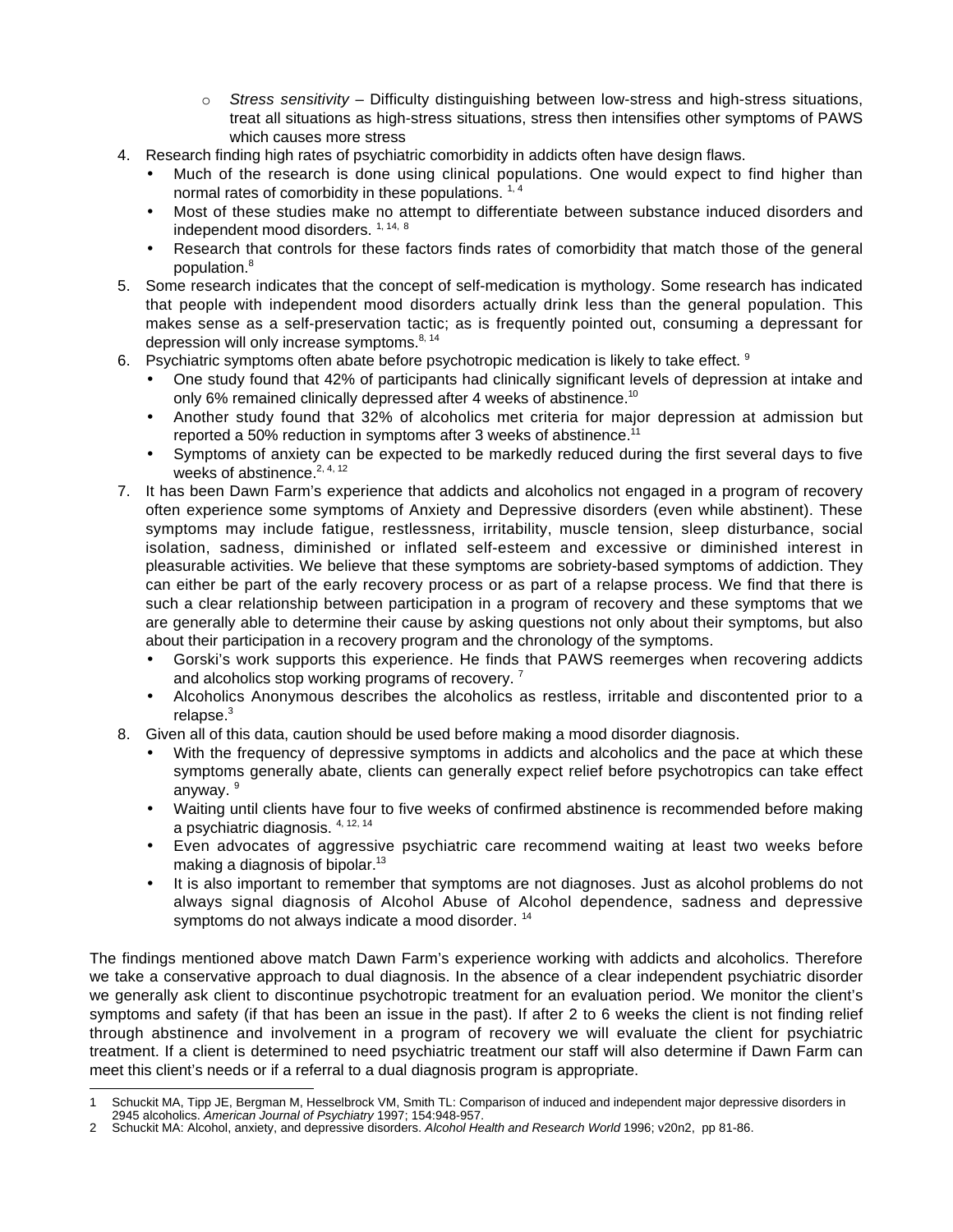- *Stress sensitivity* – Difficulty distinguishing between low-stress and high-stress situations, treat all situations as high-stress situations, stress then intensifies other symptoms of PAWS which causes more stress

4. Research finding high rates of psychiatric comorbidity in addicts often have design flaws.
   - Much of the research is done using clinical populations. One would expect to find higher than normal rates of comorbidity in these populations. [1, 4]
   - Most of these studies make no attempt to differentiate between substance induced disorders and independent mood disorders. [1, 14, 8]
   - Research that controls for these factors finds rates of comorbidity that match those of the general population.[8]
5. Some research indicates that the concept of self-medication is mythology. Some research has indicated that people with independent mood disorders actually drink less than the general population. This makes sense as a self-preservation tactic; as is frequently pointed out, consuming a depressant for depression will only increase symptoms.[8, 14]
6. Psychiatric symptoms often abate before psychotropic medication is likely to take effect. [9]
   - One study found that 42% of participants had clinically significant levels of depression at intake and only 6% remained clinically depressed after 4 weeks of abstinence.[10]
   - Another study found that 32% of alcoholics met criteria for major depression at admission but reported a 50% reduction in symptoms after 3 weeks of abstinence.[11]
   - Symptoms of anxiety can be expected to be markedly reduced during the first several days to five weeks of abstinence.[2, 4, 12]
7. It has been Dawn Farm's experience that addicts and alcoholics not engaged in a program of recovery often experience some symptoms of Anxiety and Depressive disorders (even while abstinent). These symptoms may include fatigue, restlessness, irritability, muscle tension, sleep disturbance, social isolation, sadness, diminished or inflated self-esteem and excessive or diminished interest in pleasurable activities. We believe that these symptoms are sobriety-based symptoms of addiction. They can either be part of the early recovery process or as part of a relapse process. We find that there is such a clear relationship between participation in a program of recovery and these symptoms that we are generally able to determine their cause by asking questions not only about their symptoms, but also about their participation in a recovery program and the chronology of the symptoms.
   - Gorski's work supports this experience. He finds that PAWS reemerges when recovering addicts and alcoholics stop working programs of recovery. [7]
   - Alcoholics Anonymous describes the alcoholics as restless, irritable and discontented prior to a relapse.[3]
8. Given all of this data, caution should be used before making a mood disorder diagnosis.
   - With the frequency of depressive symptoms in addicts and alcoholics and the pace at which these symptoms generally abate, clients can generally expect relief before psychotropics can take effect anyway. [9]
   - Waiting until clients have four to five weeks of confirmed abstinence is recommended before making a psychiatric diagnosis. [4, 12, 14]
   - Even advocates of aggressive psychiatric care recommend waiting at least two weeks before making a diagnosis of bipolar.[13]
   - It is also important to remember that symptoms are not diagnoses. Just as alcohol problems do not always signal diagnosis of Alcohol Abuse of Alcohol dependence, sadness and depressive symptoms do not always indicate a mood disorder. [14]

The findings mentioned above match Dawn Farm's experience working with addicts and alcoholics. Therefore we take a conservative approach to dual diagnosis. In the absence of a clear independent psychiatric disorder we generally ask client to discontinue psychotropic treatment for an evaluation period. We monitor the client's symptoms and safety (if that has been an issue in the past). If after 2 to 6 weeks the client is not finding relief through abstinence and involvement in a program of recovery we will evaluate the client for psychiatric treatment. If a client is determined to need psychiatric treatment our staff will also determine if Dawn Farm can meet this client's needs or if a referral to a dual diagnosis program is appropriate.

---

1 Schuckit MA, Tipp JE, Bergman M, Hesselbrock VM, Smith TL: Comparison of induced and independent major depressive disorders in 2945 alcoholics. *American Journal of Psychiatry* 1997; 154:948-957.

2 Schuckit MA: Alcohol, anxiety, and depressive disorders. *Alcohol Health and Research World* 1996; v20n2, pp 81-86.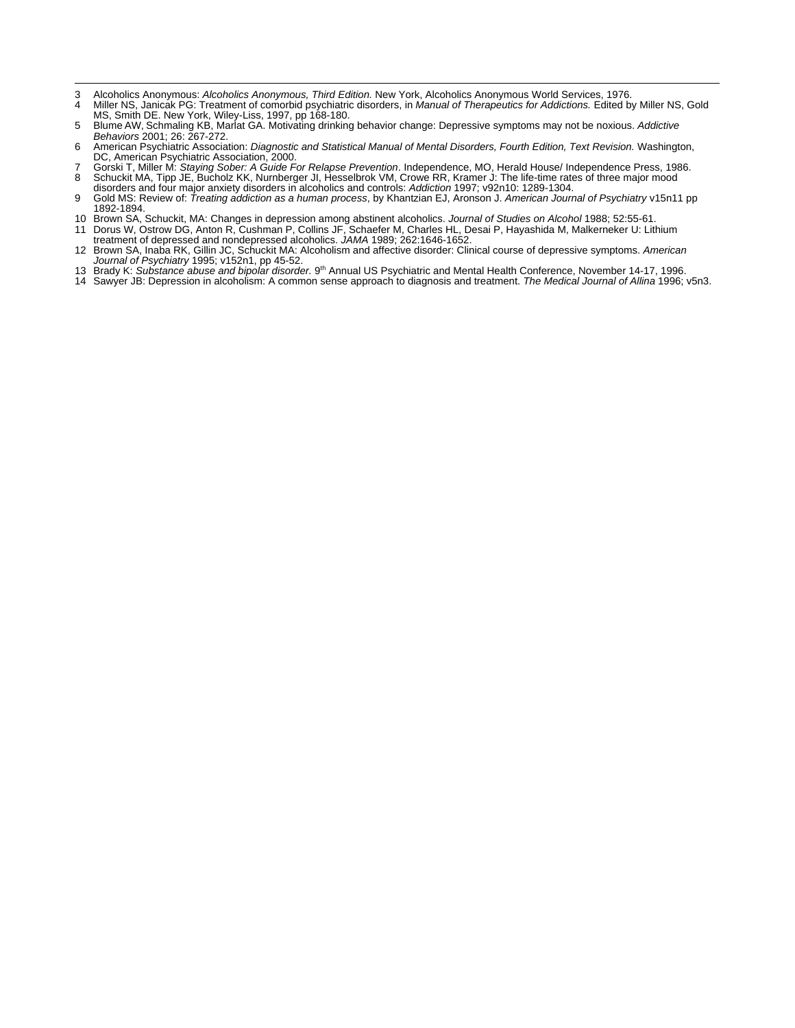3 Alcoholics Anonymous: *Alcoholics Anonymous, Third Edition.* New York, Alcoholics Anonymous World Services, 1976.

4 Miller NS, Janicak PG: Treatment of comorbid psychiatric disorders, in *Manual of Therapeutics for Addictions.* Edited by Miller NS, Gold MS, Smith DE. New York, Wiley-Liss, 1997, pp 168-180.

5 Blume AW, Schmaling KB, Marlat GA. Motivating drinking behavior change: Depressive symptoms may not be noxious. *Addictive Behaviors* 2001; 26: 267-272.

6 American Psychiatric Association: *Diagnostic and Statistical Manual of Mental Disorders, Fourth Edition, Text Revision.* Washington, DC, American Psychiatric Association, 2000.

7 Gorski T, Miller M: *Staying Sober: A Guide For Relapse Prevention*. Independence, MO, Herald House/ Independence Press, 1986.

8 Schuckit MA, Tipp JE, Bucholz KK, Nurnberger JI, Hesselbrok VM, Crowe RR, Kramer J: The life-time rates of three major mood disorders and four major anxiety disorders in alcoholics and controls: *Addiction* 1997; v92n10: 1289-1304.

9 Gold MS: Review of: *Treating addiction as a human process*, by Khantzian EJ, Aronson J. *American Journal of Psychiatry* v15n11 pp 1892-1894.

10 Brown SA, Schuckit, MA: Changes in depression among abstinent alcoholics. *Journal of Studies on Alcohol* 1988; 52:55-61.

11 Dorus W, Ostrow DG, Anton R, Cushman P, Collins JF, Schaefer M, Charles HL, Desai P, Hayashida M, Malkerneker U: Lithium treatment of depressed and nondepressed alcoholics. *JAMA* 1989; 262:1646-1652.

12 Brown SA, Inaba RK, Gillin JC, Schuckit MA: Alcoholism and affective disorder: Clinical course of depressive symptoms. *American Journal of Psychiatry* 1995; v152n1, pp 45-52.

13 Brady K: *Substance abuse and bipolar disorder.* 9th Annual US Psychiatric and Mental Health Conference, November 14-17, 1996.

14 Sawyer JB: Depression in alcoholism: A common sense approach to diagnosis and treatment. *The Medical Journal of Allina* 1996; v5n3.